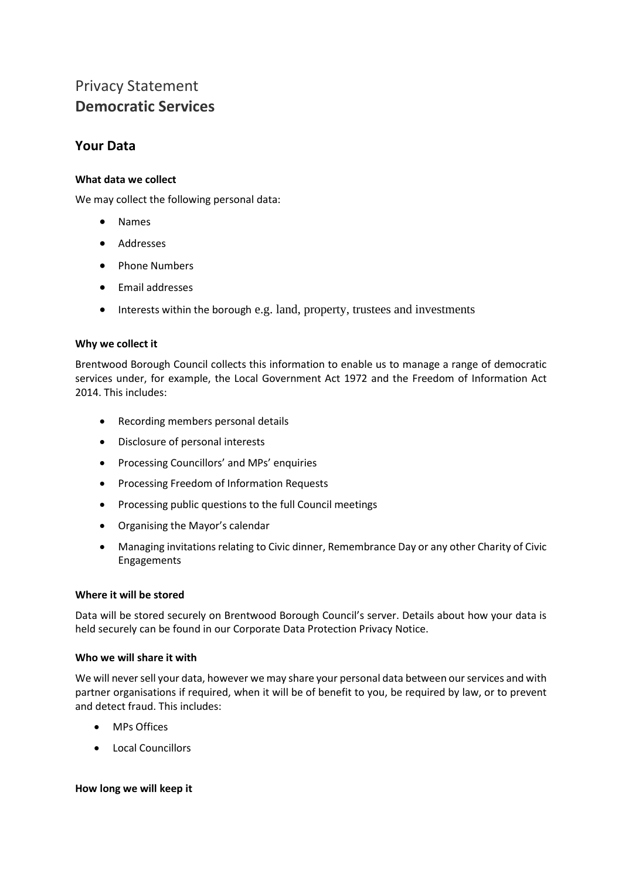# Privacy Statement
# **Democratic Services**

## Your Data

### What data we collect

We may collect the following personal data:

- Names
- Addresses
- Phone Numbers
- Email addresses
- Interests within the borough e.g. land, property, trustees and investments

### Why we collect it

Brentwood Borough Council collects this information to enable us to manage a range of democratic services under, for example, the Local Government Act 1972 and the Freedom of Information Act 2014. This includes:

- Recording members personal details
- Disclosure of personal interests
- Processing Councillors' and MPs' enquiries
- Processing Freedom of Information Requests
- Processing public questions to the full Council meetings
- Organising the Mayor's calendar
- Managing invitations relating to Civic dinner, Remembrance Day or any other Charity of Civic Engagements

### Where it will be stored

Data will be stored securely on Brentwood Borough Council's server. Details about how your data is held securely can be found in our Corporate Data Protection Privacy Notice.

### Who we will share it with

We will never sell your data, however we may share your personal data between our services and with partner organisations if required, when it will be of benefit to you, be required by law, or to prevent and detect fraud. This includes:

- MPs Offices
- Local Councillors

### How long we will keep it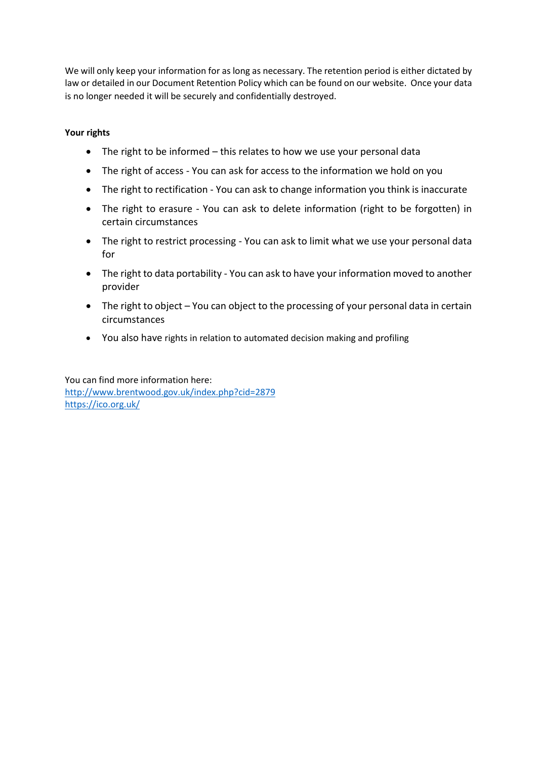We will only keep your information for as long as necessary. The retention period is either dictated by law or detailed in our Document Retention Policy which can be found on our website. Once your data is no longer needed it will be securely and confidentially destroyed.

**Your rights**

- The right to be informed – this relates to how we use your personal data
- The right of access - You can ask for access to the information we hold on you
- The right to rectification - You can ask to change information you think is inaccurate
- The right to erasure - You can ask to delete information (right to be forgotten) in certain circumstances
- The right to restrict processing - You can ask to limit what we use your personal data for
- The right to data portability - You can ask to have your information moved to another provider
- The right to object – You can object to the processing of your personal data in certain circumstances
- You also have rights in relation to automated decision making and profiling

You can find more information here:
[http://www.brentwood.gov.uk/index.php?cid=2879](http://www.brentwood.gov.uk/index.php?cid=2879)
[https://ico.org.uk/](https://ico.org.uk/)